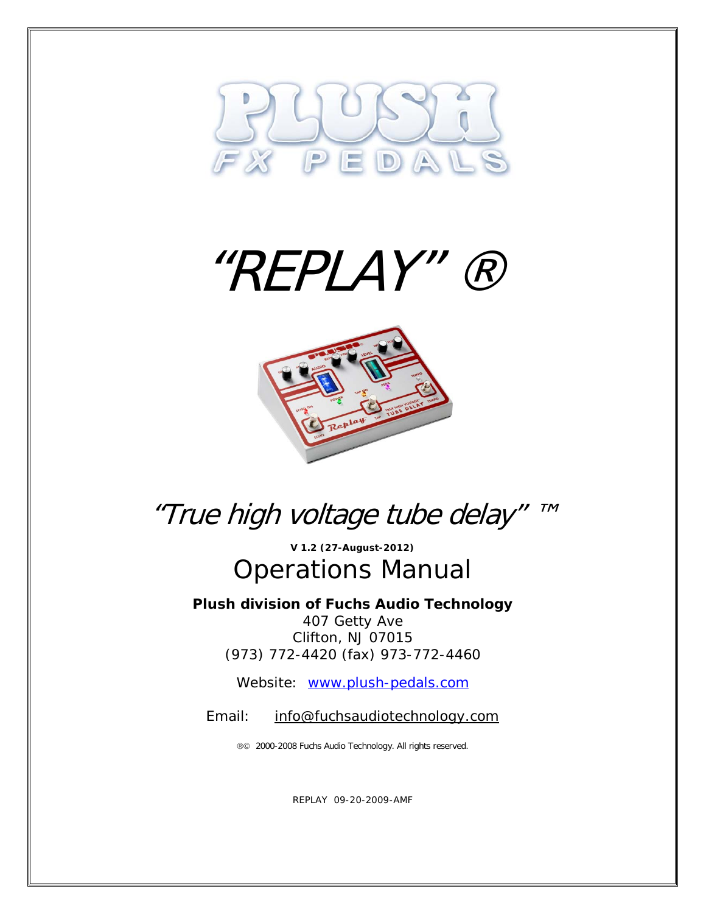# PLUSH

FX PEDALS

# "REPLAY" ®

## "True high voltage tube delay" ™

**V 1.2 (27-August-2012)**

## Operations Manual

**Plush division of Fuchs Audio Technology**

407 Getty Ave
Clifton, NJ 07015
(973) 772-4420 (fax) 973-772-4460

Website: www.plush-pedals.com

Email: info@fuchsaudiotechnology.com

®© 2000-2008 Fuchs Audio Technology. All rights reserved.

REPLAY 09-20-2009-AMF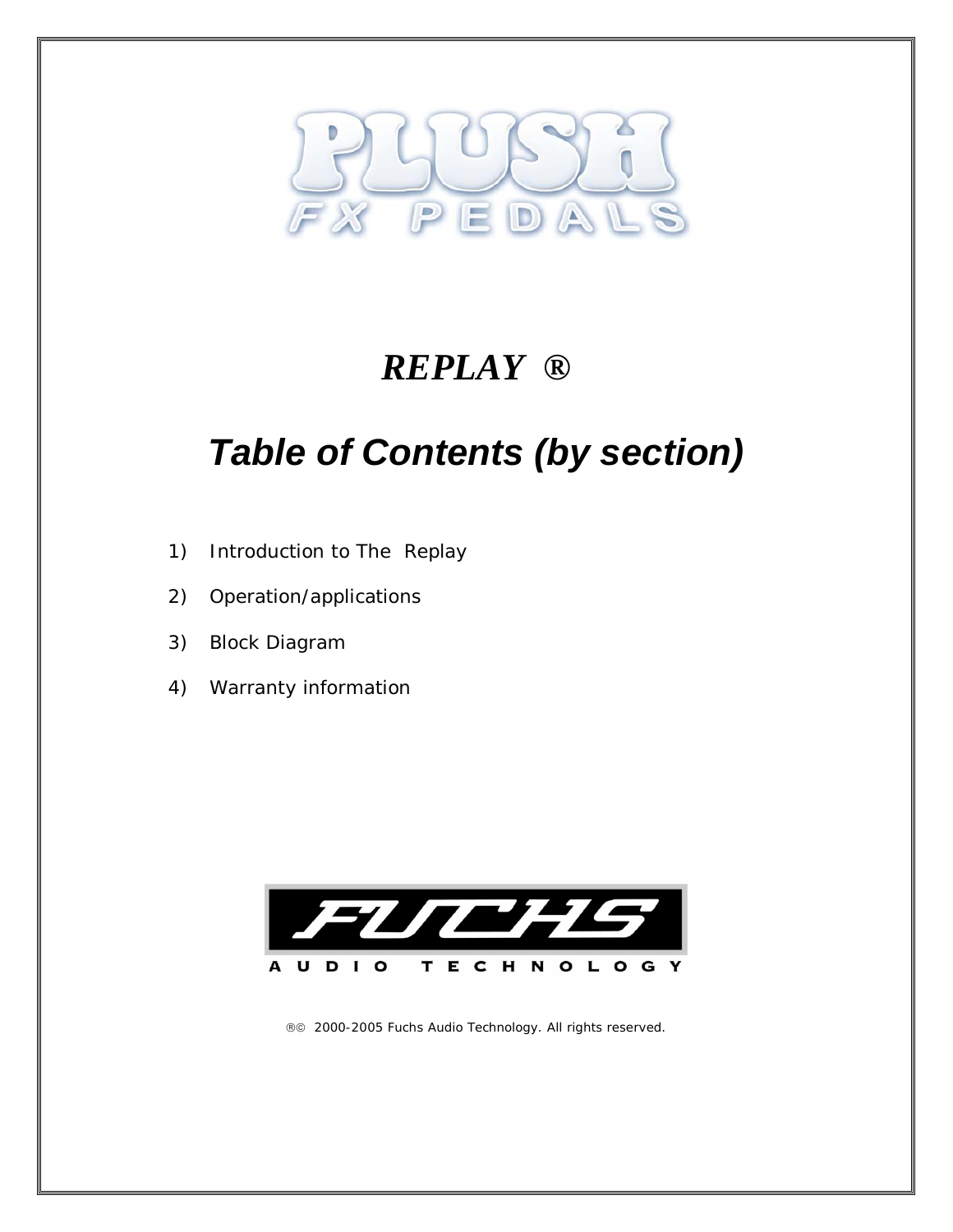# REPLAY ®

## Table of Contents (by section)

1) Introduction to The Replay

2) Operation/applications

3) Block Diagram

4) Warranty information

®© 2000-2005 Fuchs Audio Technology. All rights reserved.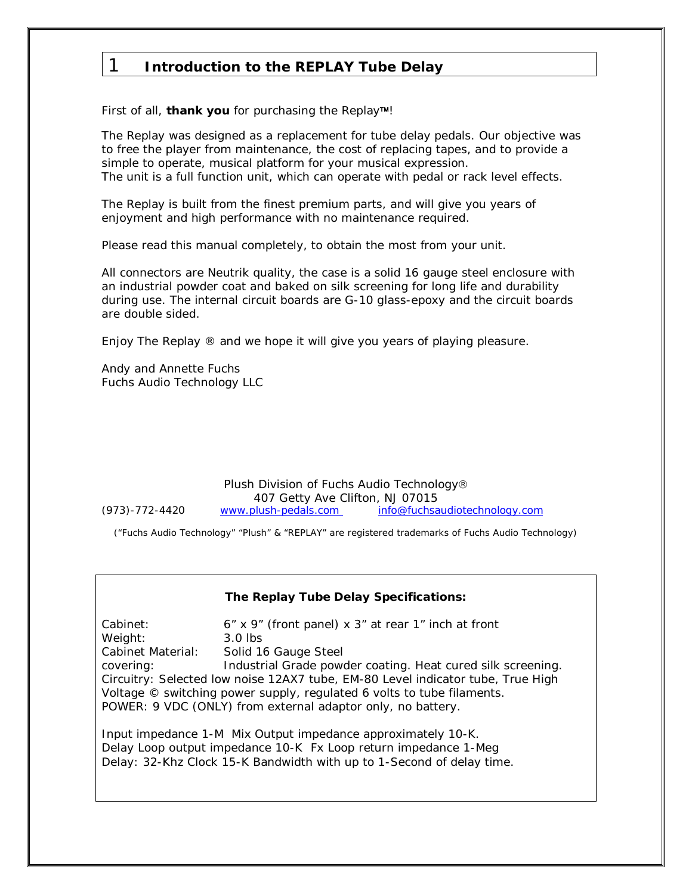# 1 Introduction to the REPLAY Tube Delay

First of all, **thank you** for purchasing the Replay™!

The Replay was designed as a replacement for tube delay pedals. Our objective was to free the player from maintenance, the cost of replacing tapes, and to provide a simple to operate, musical platform for your musical expression.
The unit is a full function unit, which can operate with pedal or rack level effects.

The Replay is built from the finest premium parts, and will give you years of enjoyment and high performance with no maintenance required.

Please read this manual completely, to obtain the most from your unit.

All connectors are Neutrik quality, the case is a solid 16 gauge steel enclosure with an industrial powder coat and baked on silk screening for long life and durability during use. The internal circuit boards are G-10 glass-epoxy and the circuit boards are double sided.

Enjoy The Replay ® and we hope it will give you years of playing pleasure.

Andy and Annette Fuchs
Fuchs Audio Technology LLC

Plush Division of Fuchs Audio Technology®
407 Getty Ave Clifton, NJ 07015
(973)-772-4420 www.plush-pedals.com info@fuchsaudiotechnology.com

*("Fuchs Audio Technology" "Plush" & "REPLAY" are registered trademarks of Fuchs Audio Technology)*

**The Replay Tube Delay Specifications:**

Cabinet: 6" x 9" (front panel) x 3" at rear 1" inch at front
Weight: 3.0 lbs
Cabinet Material: Solid 16 Gauge Steel
covering: Industrial Grade powder coating. Heat cured silk screening.
Circuitry: Selected low noise 12AX7 tube, EM-80 Level indicator tube, True High Voltage © switching power supply, regulated 6 volts to tube filaments.
POWER: 9 VDC (ONLY) from external adaptor only, no battery.

Input impedance 1-M Mix Output impedance approximately 10-K.
Delay Loop output impedance 10-K Fx Loop return impedance 1-Meg
Delay: 32-Khz Clock 15-K Bandwidth with up to 1-Second of delay time.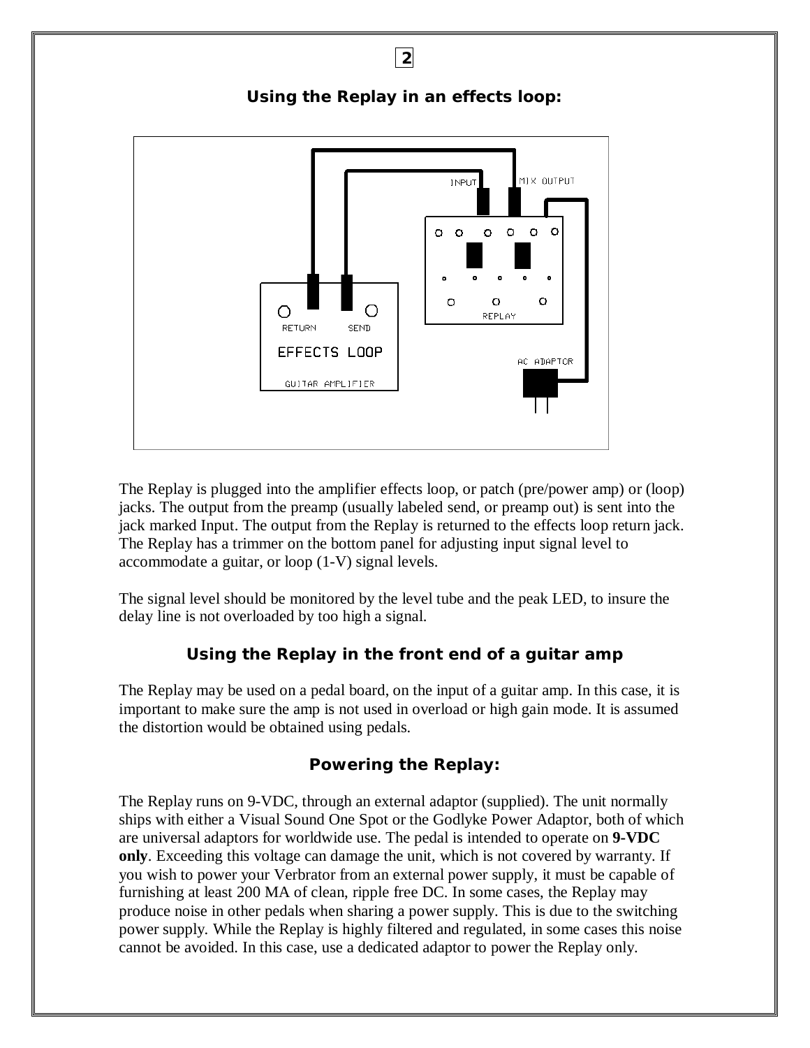## Using the Replay in an effects loop:

The Replay is plugged into the amplifier effects loop, or patch (pre/power amp) or (loop) jacks. The output from the preamp (usually labeled send, or preamp out) is sent into the jack marked Input. The output from the Replay is returned to the effects loop return jack. The Replay has a trimmer on the bottom panel for adjusting input signal level to accommodate a guitar, or loop (1-V) signal levels.

The signal level should be monitored by the level tube and the peak LED, to insure the delay line is not overloaded by too high a signal.

## Using the Replay in the front end of a guitar amp

The Replay may be used on a pedal board, on the input of a guitar amp. In this case, it is important to make sure the amp is not used in overload or high gain mode. It is assumed the distortion would be obtained using pedals.

## Powering the Replay:

The Replay runs on 9-VDC, through an external adaptor (supplied). The unit normally ships with either a Visual Sound One Spot or the Godlyke Power Adaptor, both of which are universal adaptors for worldwide use. The pedal is intended to operate on **9-VDC only**. Exceeding this voltage can damage the unit, which is not covered by warranty. If you wish to power your Verbrator from an external power supply, it must be capable of furnishing at least 200 MA of clean, ripple free DC. In some cases, the Replay may produce noise in other pedals when sharing a power supply. This is due to the switching power supply. While the Replay is highly filtered and regulated, in some cases this noise cannot be avoided. In this case, use a dedicated adaptor to power the Replay only.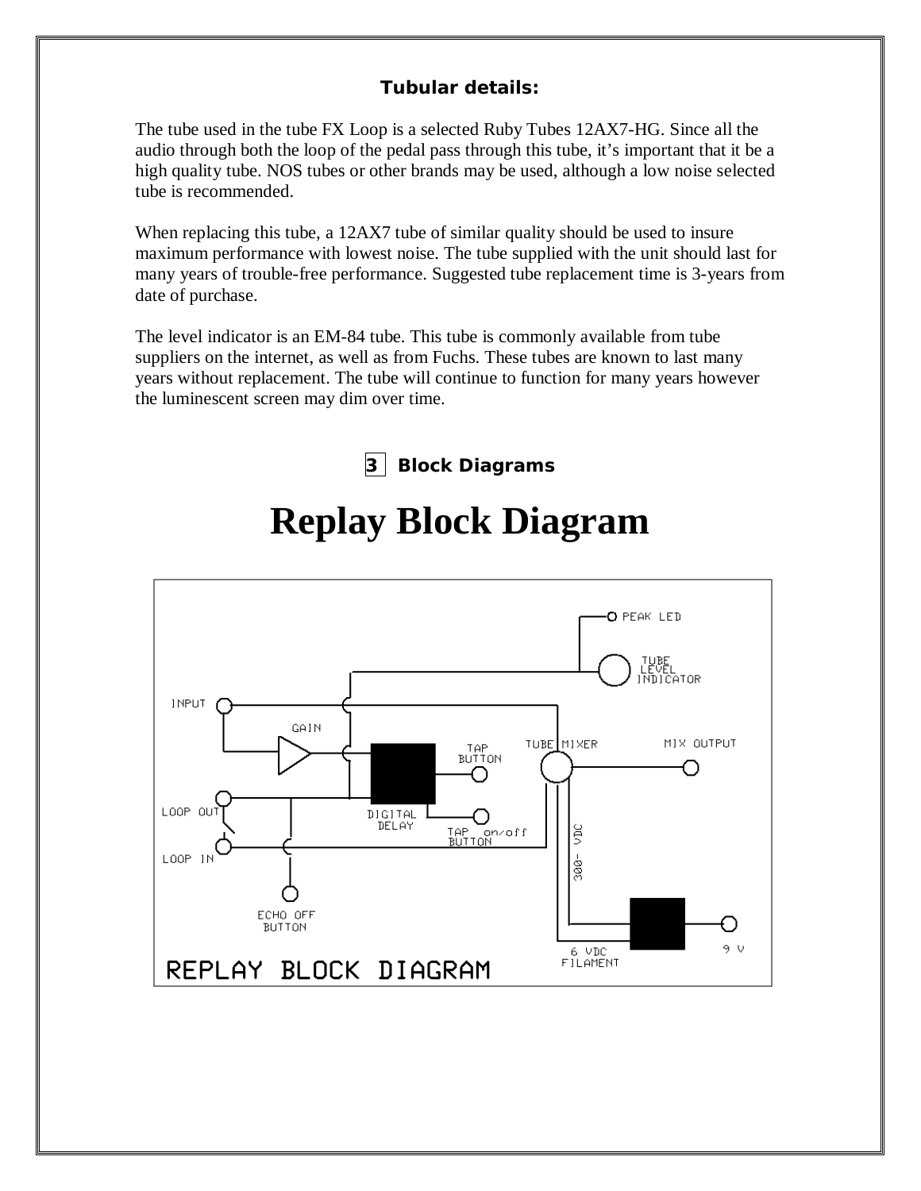**Tubular details:**

The tube used in the tube FX Loop is a selected Ruby Tubes 12AX7-HG. Since all the audio through both the loop of the pedal pass through this tube, it's important that it be a high quality tube. NOS tubes or other brands may be used, although a low noise selected tube is recommended.

When replacing this tube, a 12AX7 tube of similar quality should be used to insure maximum performance with lowest noise. The tube supplied with the unit should last for many years of trouble-free performance. Suggested tube replacement time is 3-years from date of purchase.

The level indicator is an EM-84 tube. This tube is commonly available from tube suppliers on the internet, as well as from Fuchs. These tubes are known to last many years without replacement. The tube will continue to function for many years however the luminescent screen may dim over time.

## 3 Block Diagrams

# Replay Block Diagram

PEAK LED
TUBE LEVEL INDICATOR
INPUT
GAIN
TAP BUTTON
TUBE MIXER
MIX OUTPUT
LOOP OUT
DIGITAL DELAY
TAP on/off BUTTON
300- VDC
LOOP IN
ECHO OFF BUTTON
6 VDC FILAMENT
9 V
REPLAY BLOCK DIAGRAM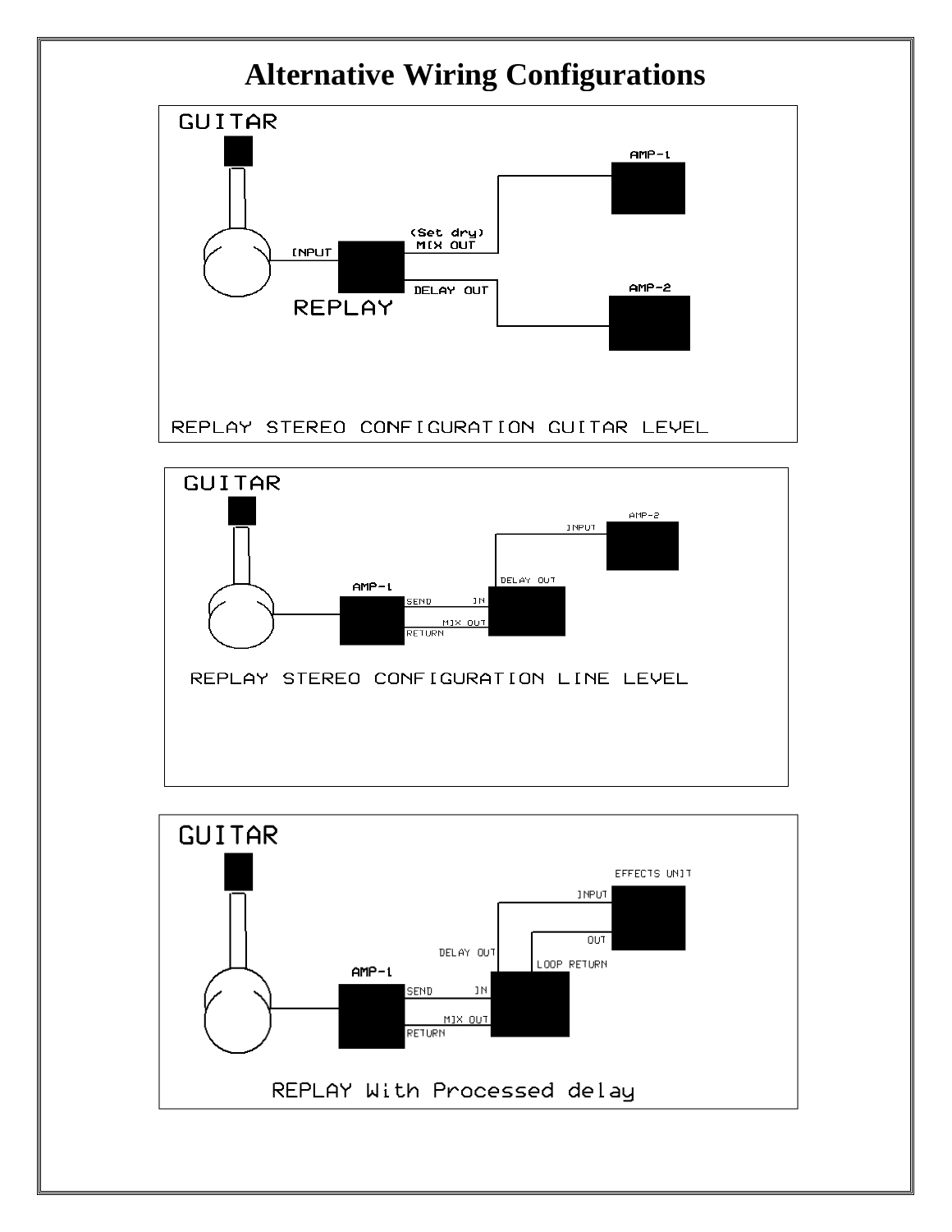# Alternative Wiring Configurations

GUITAR

INPUT

REPLAY

(Set dry)
MIX OUT

DELAY OUT

AMP-1

AMP-2

REPLAY STEREO CONFIGURATION GUITAR LEVEL

GUITAR

AMP-1

SEND

RETURN

IN

MIX OUT

DELAY OUT

INPUT

AMP-2

REPLAY STEREO CONFIGURATION LINE LEVEL

GUITAR

AMP-1

SEND

RETURN

IN

MIX OUT

DELAY OUT

LOOP RETURN

INPUT

OUT

EFFECTS UNIT

REPLAY With Processed delay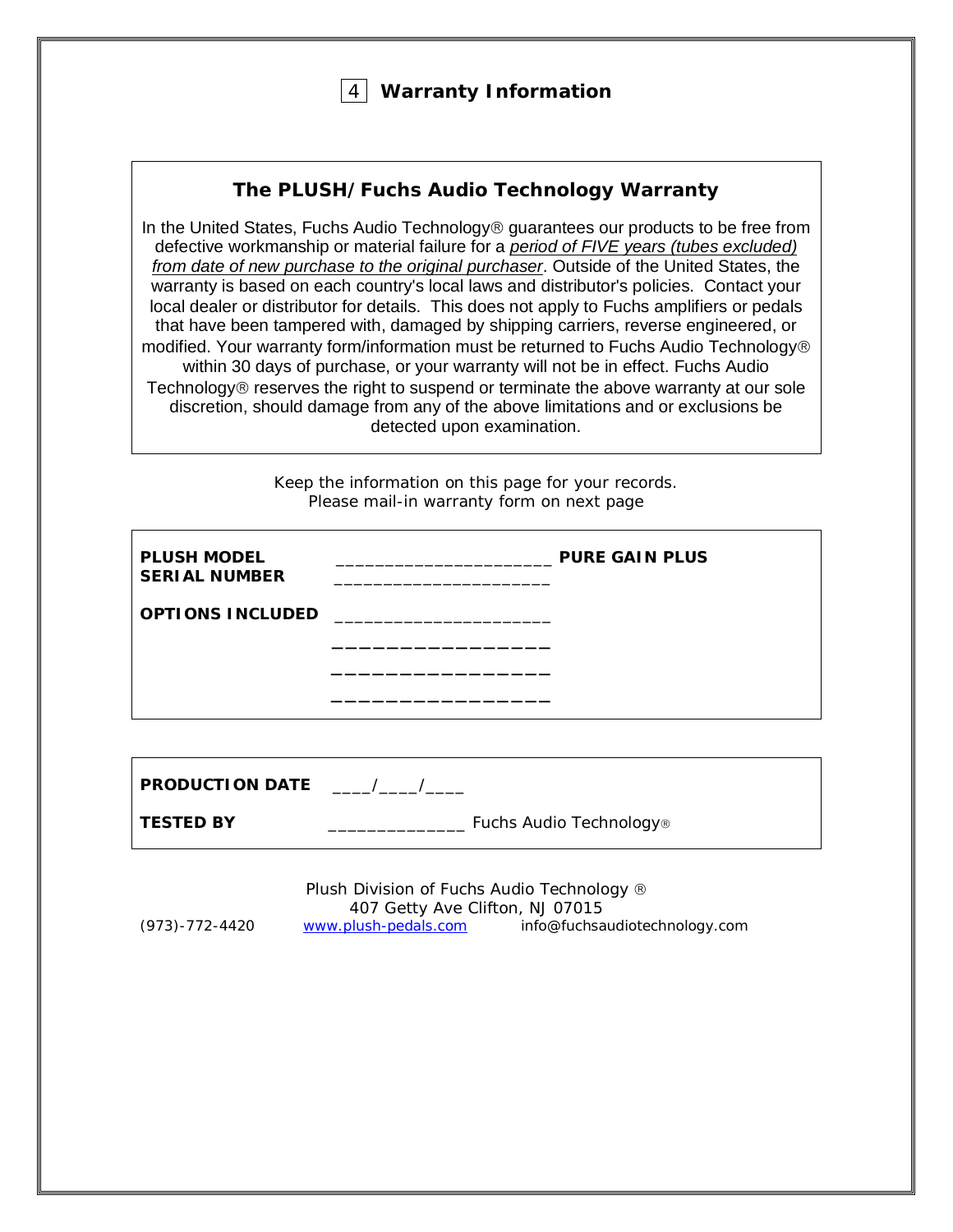# 4 Warranty Information

## The PLUSH/Fuchs Audio Technology Warranty

In the United States, Fuchs Audio Technology® guarantees our products to be free from defective workmanship or material failure for a *period of FIVE years (tubes excluded) from date of new purchase to the original purchaser*. Outside of the United States, the warranty is based on each country's local laws and distributor's policies. Contact your local dealer or distributor for details. This does not apply to Fuchs amplifiers or pedals that have been tampered with, damaged by shipping carriers, reverse engineered, or modified. Your warranty form/information must be returned to Fuchs Audio Technology® within 30 days of purchase, or your warranty will not be in effect. Fuchs Audio Technology® reserves the right to suspend or terminate the above warranty at our sole discretion, should damage from any of the above limitations and or exclusions be detected upon examination.

Keep the information on this page for your records.
Please mail-in warranty form on next page

**PLUSH MODEL** _____________________ **PURE GAIN PLUS**

**SERIAL NUMBER** _____________________

**OPTIONS INCLUDED** _____________________

_____________________

_____________________

_____________________

**PRODUCTION DATE** ____/____/____

**TESTED BY** ______________ Fuchs Audio Technology®

Plush Division of Fuchs Audio Technology ®
407 Getty Ave Clifton, NJ 07015
(973)-772-4420 www.plush-pedals.com info@fuchsaudiotechnology.com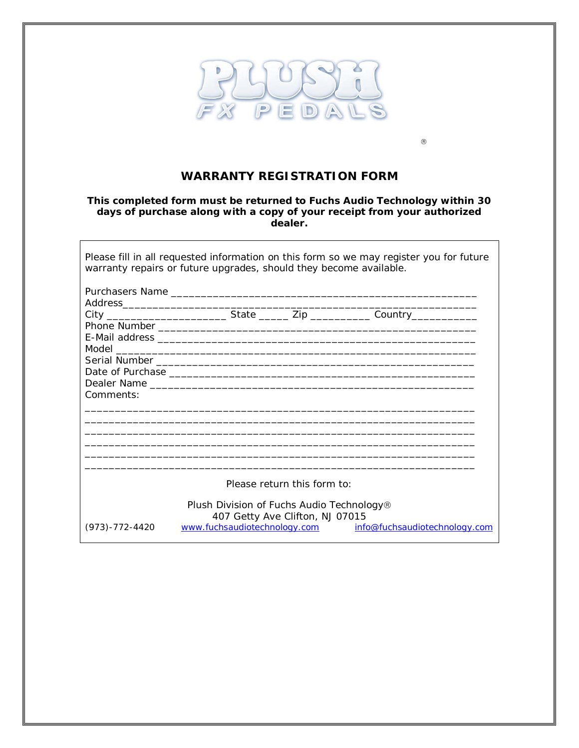PLUSH

FX PEDALS

®

## WARRANTY REGISTRATION FORM

**This completed form must be returned to Fuchs Audio Technology within 30 days of purchase along with a copy of your receipt from your authorized dealer.**

Please fill in all requested information on this form so we may register you for future warranty repairs or future upgrades, should they become available.

Purchasers Name ____________________________________________________

Address_____________________________________________________________

City ____________________ State _____ Zip __________ Country___________

Phone Number ______________________________________________________

E-Mail address ______________________________________________________

Model ______________________________________________________________

Serial Number _______________________________________________________

Date of Purchase _____________________________________________________

Dealer Name _________________________________________________________

Comments:

_________________________________________________________________

_________________________________________________________________

_________________________________________________________________

_________________________________________________________________

_________________________________________________________________

_________________________________________________________________

Please return this form to:

Plush Division of Fuchs Audio Technology®
407 Getty Ave Clifton, NJ 07015

(973)-772-4420 www.fuchsaudiotechnology.com info@fuchsaudiotechnology.com